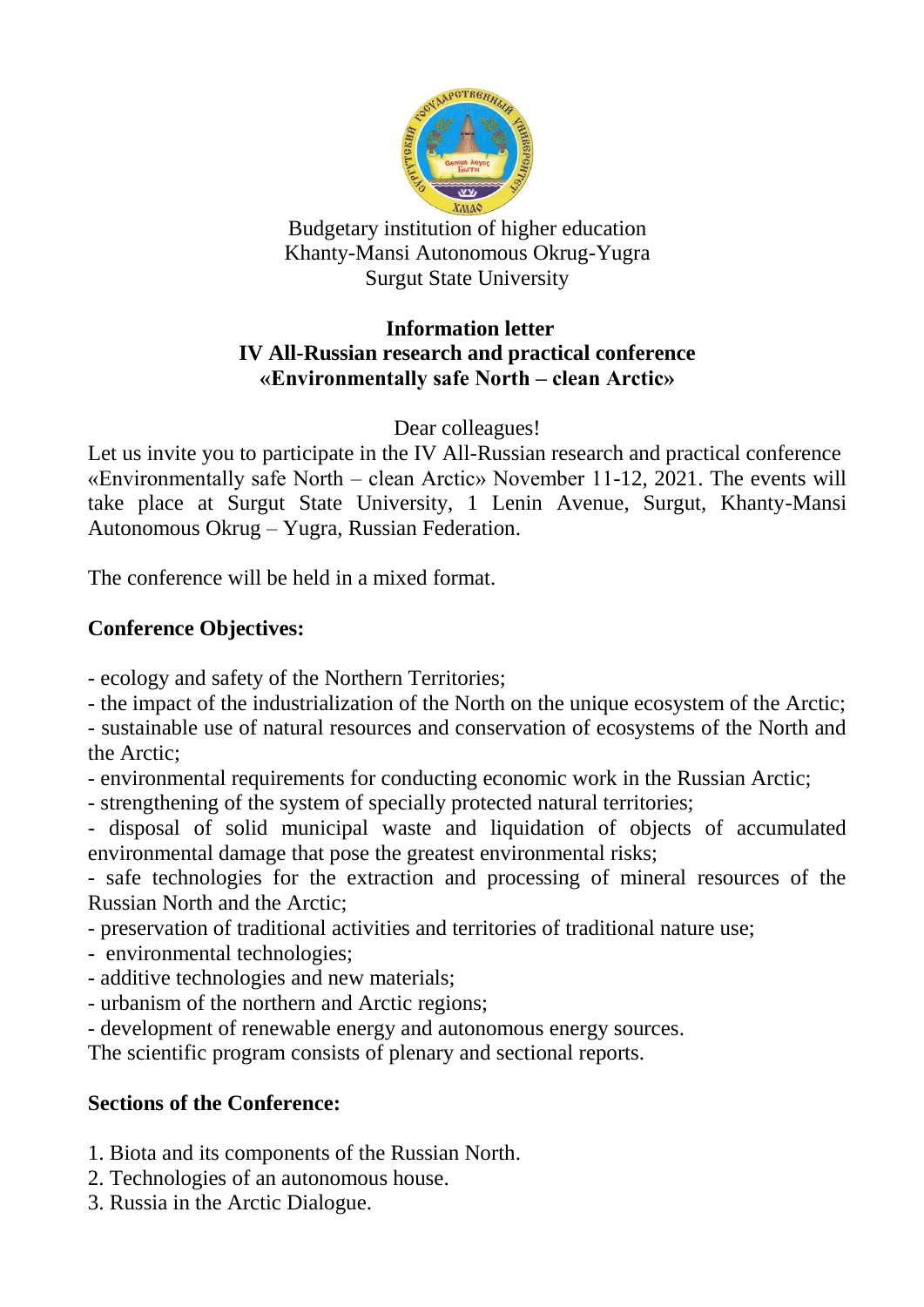Budgetary institution of higher education
Khanty-Mansi Autonomous Okrug-Yugra
Surgut State University

**Information letter**
**IV All-Russian research and practical conference**
**«Environmentally safe North – clean Arctic»**

Dear colleagues!

Let us invite you to participate in the IV All-Russian research and practical conference «Environmentally safe North – clean Arctic» November 11-12, 2021. The events will take place at Surgut State University, 1 Lenin Avenue, Surgut, Khanty-Mansi Autonomous Okrug – Yugra, Russian Federation.

The conference will be held in a mixed format.

## Conference Objectives:

- ecology and safety of the Northern Territories;
- the impact of the industrialization of the North on the unique ecosystem of the Arctic;
- sustainable use of natural resources and conservation of ecosystems of the North and the Arctic;
- environmental requirements for conducting economic work in the Russian Arctic;
- strengthening of the system of specially protected natural territories;
- disposal of solid municipal waste and liquidation of objects of accumulated environmental damage that pose the greatest environmental risks;
- safe technologies for the extraction and processing of mineral resources of the Russian North and the Arctic;
- preservation of traditional activities and territories of traditional nature use;
- environmental technologies;
- additive technologies and new materials;
- urbanism of the northern and Arctic regions;
- development of renewable energy and autonomous energy sources.

The scientific program consists of plenary and sectional reports.

## Sections of the Conference:

1. Biota and its components of the Russian North.
2. Technologies of an autonomous house.
3. Russia in the Arctic Dialogue.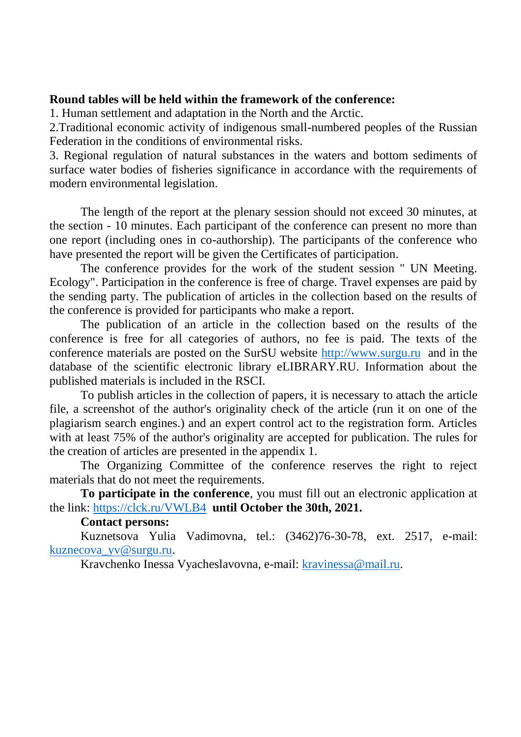**Round tables will be held within the framework of the conference:**

1. Human settlement and adaptation in the North and the Arctic.
2. Traditional economic activity of indigenous small-numbered peoples of the Russian Federation in the conditions of environmental risks.
3. Regional regulation of natural substances in the waters and bottom sediments of surface water bodies of fisheries significance in accordance with the requirements of modern environmental legislation.

The length of the report at the plenary session should not exceed 30 minutes, at the section - 10 minutes. Each participant of the conference can present no more than one report (including ones in co-authorship). The participants of the conference who have presented the report will be given the Certificates of participation.

The conference provides for the work of the student session " UN Meeting. Ecology". Participation in the conference is free of charge. Travel expenses are paid by the sending party. The publication of articles in the collection based on the results of the conference is provided for participants who make a report.

The publication of an article in the collection based on the results of the conference is free for all categories of authors, no fee is paid. The texts of the conference materials are posted on the SurSU website [http://www.surgu.ru](http://www.surgu.ru) and in the database of the scientific electronic library eLIBRARY.RU. Information about the published materials is included in the RSCI.

To publish articles in the collection of papers, it is necessary to attach the article file, a screenshot of the author's originality check of the article (run it on one of the plagiarism search engines.) and an expert control act to the registration form. Articles with at least 75% of the author's originality are accepted for publication. The rules for the creation of articles are presented in the appendix 1.

The Organizing Committee of the conference reserves the right to reject materials that do not meet the requirements.

**To participate in the conference**, you must fill out an electronic application at the link: [https://clck.ru/VWLB4](https://clck.ru/VWLB4) **until October the 30th, 2021.**

**Contact persons:**

Kuznetsova Yulia Vadimovna, tel.: (3462)76-30-78, ext. 2517, e-mail: [kuznecova_yv@surgu.ru](mailto:kuznecova_yv@surgu.ru).

Kravchenko Inessa Vyacheslavovna, e-mail: [kravinessa@mail.ru](mailto:kravinessa@mail.ru).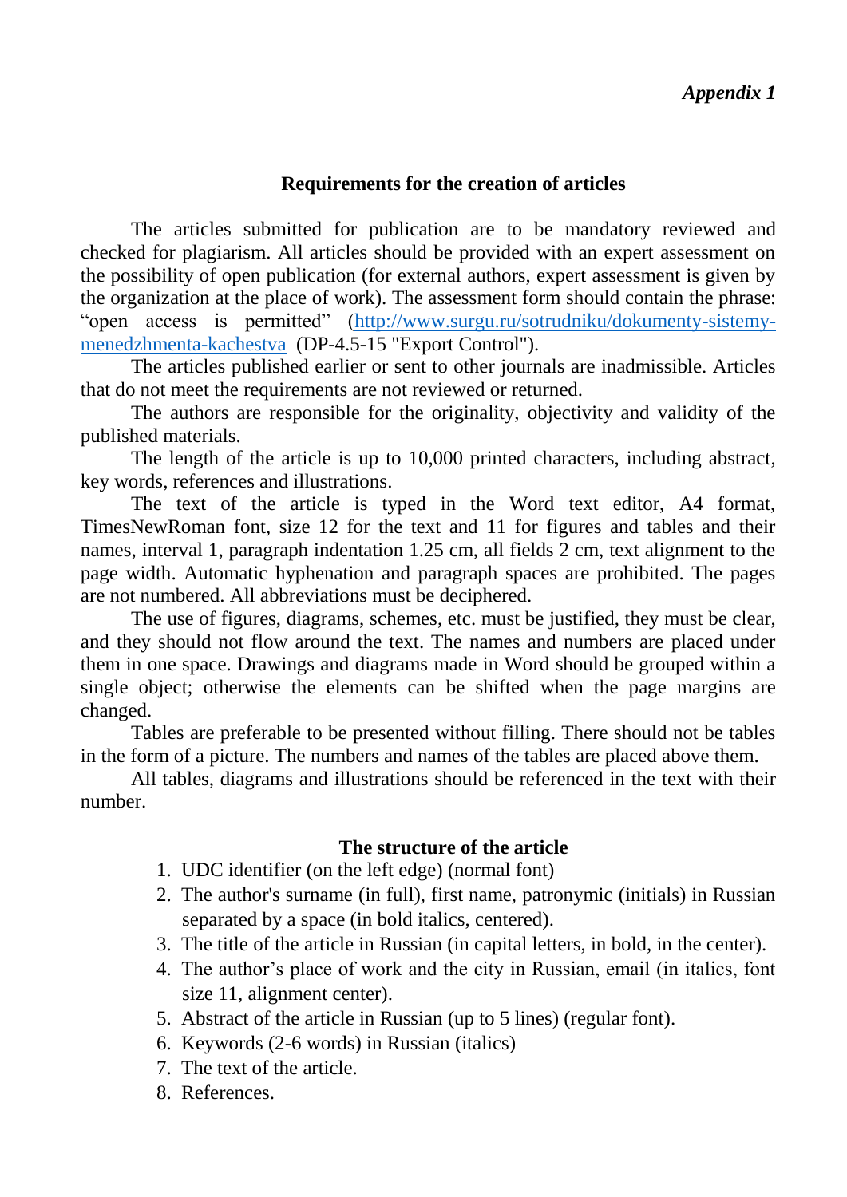*Appendix 1*

## Requirements for the creation of articles

The articles submitted for publication are to be mandatory reviewed and checked for plagiarism. All articles should be provided with an expert assessment on the possibility of open publication (for external authors, expert assessment is given by the organization at the place of work). The assessment form should contain the phrase: "open access is permitted" (http://www.surgu.ru/sotrudniku/dokumenty-sistemy-menedzhmenta-kachestva (DP-4.5-15 "Export Control").

The articles published earlier or sent to other journals are inadmissible. Articles that do not meet the requirements are not reviewed or returned.

The authors are responsible for the originality, objectivity and validity of the published materials.

The length of the article is up to 10,000 printed characters, including abstract, key words, references and illustrations.

The text of the article is typed in the Word text editor, A4 format, TimesNewRoman font, size 12 for the text and 11 for figures and tables and their names, interval 1, paragraph indentation 1.25 cm, all fields 2 cm, text alignment to the page width. Automatic hyphenation and paragraph spaces are prohibited. The pages are not numbered. All abbreviations must be deciphered.

The use of figures, diagrams, schemes, etc. must be justified, they must be clear, and they should not flow around the text. The names and numbers are placed under them in one space. Drawings and diagrams made in Word should be grouped within a single object; otherwise the elements can be shifted when the page margins are changed.

Tables are preferable to be presented without filling. There should not be tables in the form of a picture. The numbers and names of the tables are placed above them.

All tables, diagrams and illustrations should be referenced in the text with their number.

### The structure of the article

1. UDC identifier (on the left edge) (normal font)
2. The author's surname (in full), first name, patronymic (initials) in Russian separated by a space (in bold italics, centered).
3. The title of the article in Russian (in capital letters, in bold, in the center).
4. The author's place of work and the city in Russian, email (in italics, font size 11, alignment center).
5. Abstract of the article in Russian (up to 5 lines) (regular font).
6. Keywords (2-6 words) in Russian (italics)
7. The text of the article.
8. References.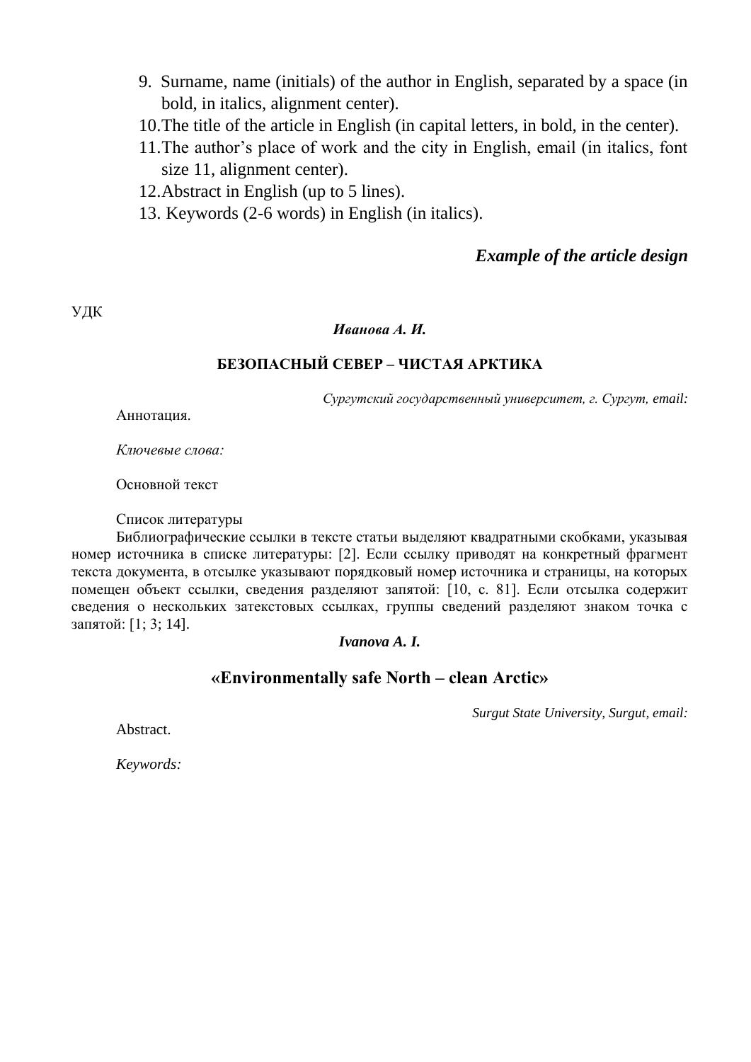9. Surname, name (initials) of the author in English, separated by a space (in bold, in italics, alignment center).
10. The title of the article in English (in capital letters, in bold, in the center).
11. The author's place of work and the city in English, email (in italics, font size 11, alignment center).
12. Abstract in English (up to 5 lines).
13. Keywords (2-6 words) in English (in italics).

***Example of the article design***

УДК

***Иванова А. И.***

**БЕЗОПАСНЫЙ СЕВЕР – ЧИСТАЯ АРКТИКА**

*Сургутский государственный университет, г. Сургут, email:*

Аннотация.

*Ключевые слова:*

Основной текст

Список литературы

Библиографические ссылки в тексте статьи выделяют квадратными скобками, указывая номер источника в списке литературы: [2]. Если ссылку приводят на конкретный фрагмент текста документа, в отсылке указывают порядковый номер источника и страницы, на которых помещен объект ссылки, сведения разделяют запятой: [10, с. 81]. Если отсылка содержит сведения о нескольких затекстовых ссылках, группы сведений разделяют знаком точка с запятой: [1; 3; 14].

***Ivanova A. I.***

**«Environmentally safe North – clean Arctic»**

*Surgut State University, Surgut, email:*

Abstract.

*Keywords:*